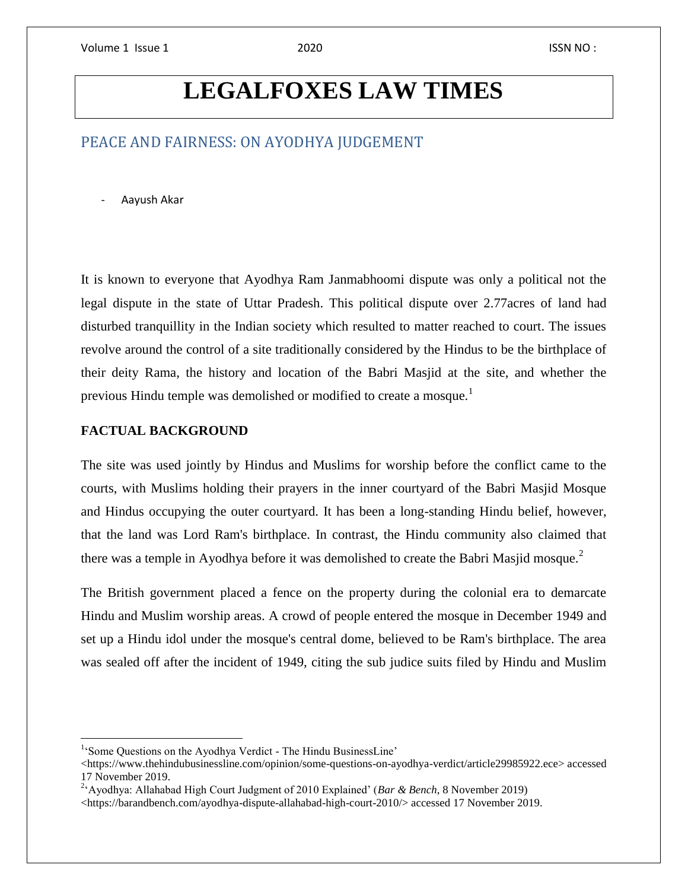# LEGALFOXES LAW TIMES

## PEACE AND FAIRNESS: ON AYODHYA JUDGEMENT

- Aayush Akar

It is known to everyone that Ayodhya Ram Janmabhoomi dispute was only a political not the legal dispute in the state of Uttar Pradesh. This political dispute over 2.77acres of land had disturbed tranquillity in the Indian society which resulted to matter reached to court. The issues revolve around the control of a site traditionally considered by the Hindus to be the birthplace of their deity Rama, the history and location of the Babri Masjid at the site, and whether the previous Hindu temple was demolished or modified to create a mosque.[1]

### FACTUAL BACKGROUND

The site was used jointly by Hindus and Muslims for worship before the conflict came to the courts, with Muslims holding their prayers in the inner courtyard of the Babri Masjid Mosque and Hindus occupying the outer courtyard. It has been a long-standing Hindu belief, however, that the land was Lord Ram's birthplace. In contrast, the Hindu community also claimed that there was a temple in Ayodhya before it was demolished to create the Babri Masjid mosque.[2]

The British government placed a fence on the property during the colonial era to demarcate Hindu and Muslim worship areas. A crowd of people entered the mosque in December 1949 and set up a Hindu idol under the mosque's central dome, believed to be Ram's birthplace. The area was sealed off after the incident of 1949, citing the sub judice suits filed by Hindu and Muslim

---

[1]'Some Questions on the Ayodhya Verdict - The Hindu BusinessLine' <https://www.thehindubusinessline.com/opinion/some-questions-on-ayodhya-verdict/article29985922.ece> accessed 17 November 2019.

[2]'Ayodhya: Allahabad High Court Judgment of 2010 Explained' (*Bar & Bench*, 8 November 2019) <https://barandbench.com/ayodhya-dispute-allahabad-high-court-2010/> accessed 17 November 2019.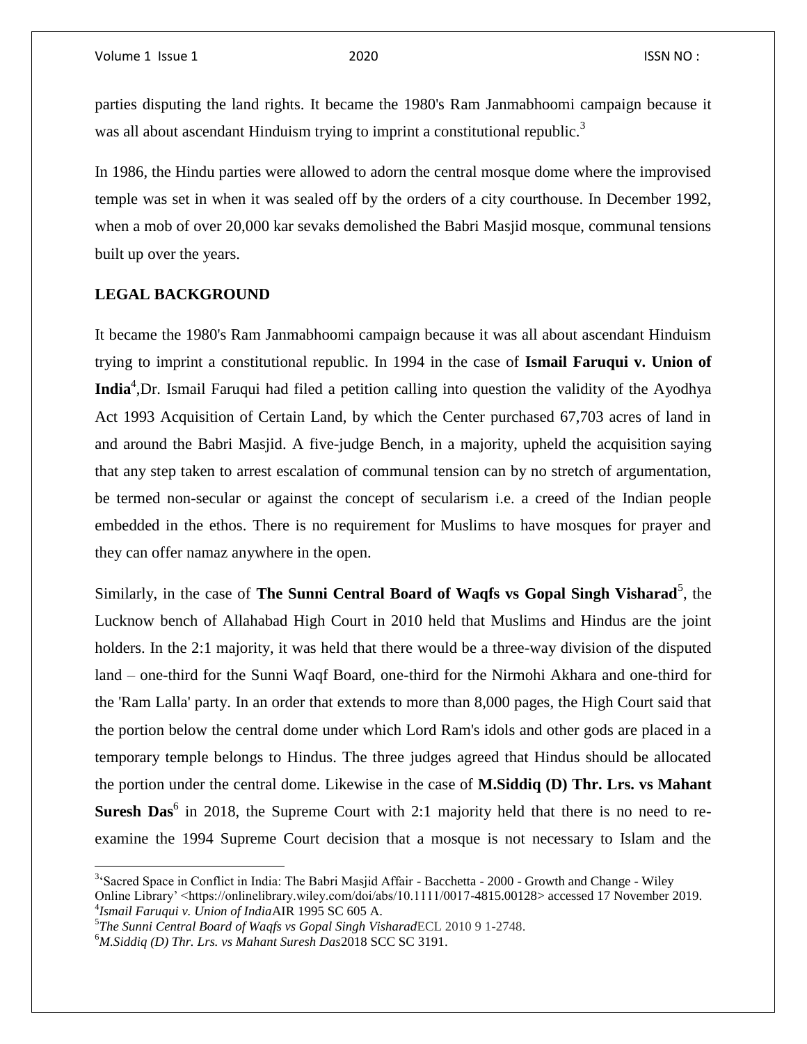parties disputing the land rights. It became the 1980's Ram Janmabhoomi campaign because it was all about ascendant Hinduism trying to imprint a constitutional republic.[3]

In 1986, the Hindu parties were allowed to adorn the central mosque dome where the improvised temple was set in when it was sealed off by the orders of a city courthouse. In December 1992, when a mob of over 20,000 kar sevaks demolished the Babri Masjid mosque, communal tensions built up over the years.

## LEGAL BACKGROUND

It became the 1980's Ram Janmabhoomi campaign because it was all about ascendant Hinduism trying to imprint a constitutional republic. In 1994 in the case of **Ismail Faruqui v. Union of India**[4],Dr. Ismail Faruqui had filed a petition calling into question the validity of the Ayodhya Act 1993 Acquisition of Certain Land, by which the Center purchased 67,703 acres of land in and around the Babri Masjid. A five-judge Bench, in a majority, upheld the acquisition saying that any step taken to arrest escalation of communal tension can by no stretch of argumentation, be termed non-secular or against the concept of secularism i.e. a creed of the Indian people embedded in the ethos. There is no requirement for Muslims to have mosques for prayer and they can offer namaz anywhere in the open.

Similarly, in the case of **The Sunni Central Board of Waqfs vs Gopal Singh Visharad**[5], the Lucknow bench of Allahabad High Court in 2010 held that Muslims and Hindus are the joint holders. In the 2:1 majority, it was held that there would be a three-way division of the disputed land – one-third for the Sunni Waqf Board, one-third for the Nirmohi Akhara and one-third for the 'Ram Lalla' party. In an order that extends to more than 8,000 pages, the High Court said that the portion below the central dome under which Lord Ram's idols and other gods are placed in a temporary temple belongs to Hindus. The three judges agreed that Hindus should be allocated the portion under the central dome. Likewise in the case of **M.Siddiq (D) Thr. Lrs. vs Mahant Suresh Das**[6] in 2018, the Supreme Court with 2:1 majority held that there is no need to re-examine the 1994 Supreme Court decision that a mosque is not necessary to Islam and the

---

[3] 'Sacred Space in Conflict in India: The Babri Masjid Affair - Bacchetta - 2000 - Growth and Change - Wiley Online Library' <https://onlinelibrary.wiley.com/doi/abs/10.1111/0017-4815.00128> accessed 17 November 2019.

[4] *Ismail Faruqui v. Union of India*AIR 1995 SC 605 A.

[5] *The Sunni Central Board of Waqfs vs Gopal Singh Visharad*ECL 2010 9 1-2748.

[6] *M.Siddiq (D) Thr. Lrs. vs Mahant Suresh Das*2018 SCC SC 3191.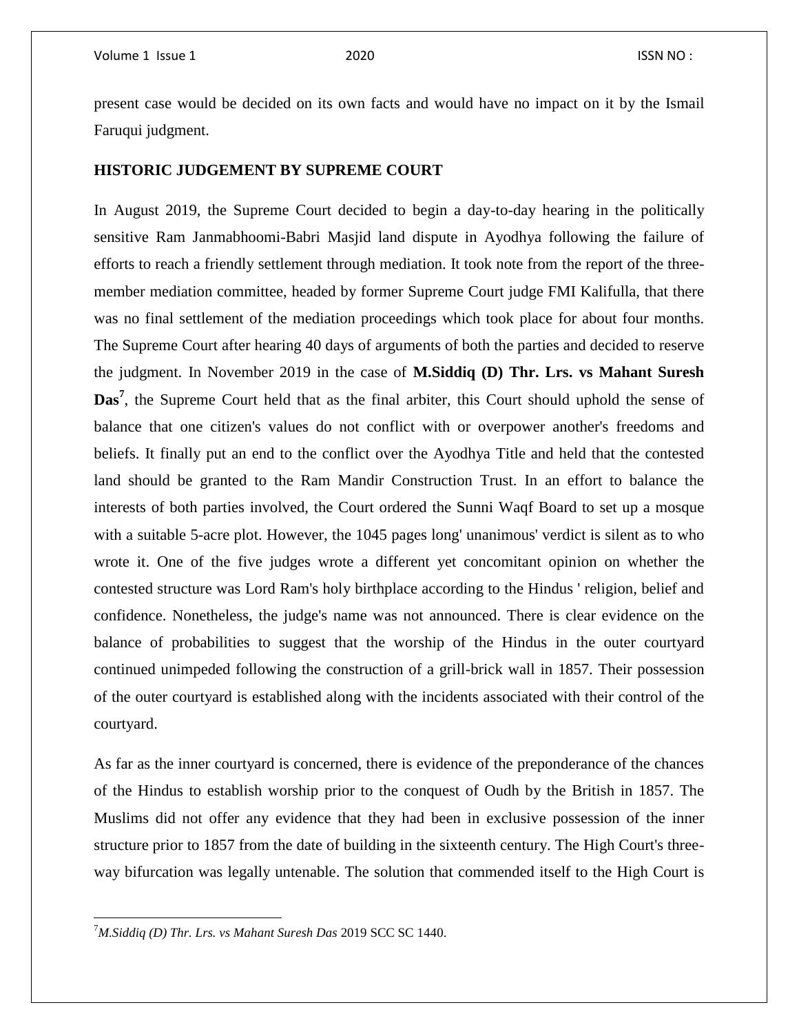present case would be decided on its own facts and would have no impact on it by the Ismail Faruqui judgment.

**HISTORIC JUDGEMENT BY SUPREME COURT**

In August 2019, the Supreme Court decided to begin a day-to-day hearing in the politically sensitive Ram Janmabhoomi-Babri Masjid land dispute in Ayodhya following the failure of efforts to reach a friendly settlement through mediation. It took note from the report of the three-member mediation committee, headed by former Supreme Court judge FMI Kalifulla, that there was no final settlement of the mediation proceedings which took place for about four months. The Supreme Court after hearing 40 days of arguments of both the parties and decided to reserve the judgment. In November 2019 in the case of **M.Siddiq (D) Thr. Lrs. vs Mahant Suresh Das**[7], the Supreme Court held that as the final arbiter, this Court should uphold the sense of balance that one citizen's values do not conflict with or overpower another's freedoms and beliefs. It finally put an end to the conflict over the Ayodhya Title and held that the contested land should be granted to the Ram Mandir Construction Trust. In an effort to balance the interests of both parties involved, the Court ordered the Sunni Waqf Board to set up a mosque with a suitable 5-acre plot. However, the 1045 pages long' unanimous' verdict is silent as to who wrote it. One of the five judges wrote a different yet concomitant opinion on whether the contested structure was Lord Ram's holy birthplace according to the Hindus ' religion, belief and confidence. Nonetheless, the judge's name was not announced. There is clear evidence on the balance of probabilities to suggest that the worship of the Hindus in the outer courtyard continued unimpeded following the construction of a grill-brick wall in 1857. Their possession of the outer courtyard is established along with the incidents associated with their control of the courtyard.

As far as the inner courtyard is concerned, there is evidence of the preponderance of the chances of the Hindus to establish worship prior to the conquest of Oudh by the British in 1857. The Muslims did not offer any evidence that they had been in exclusive possession of the inner structure prior to 1857 from the date of building in the sixteenth century. The High Court's three-way bifurcation was legally untenable. The solution that commended itself to the High Court is

---

[7] *M.Siddiq (D) Thr. Lrs. vs Mahant Suresh Das* 2019 SCC SC 1440.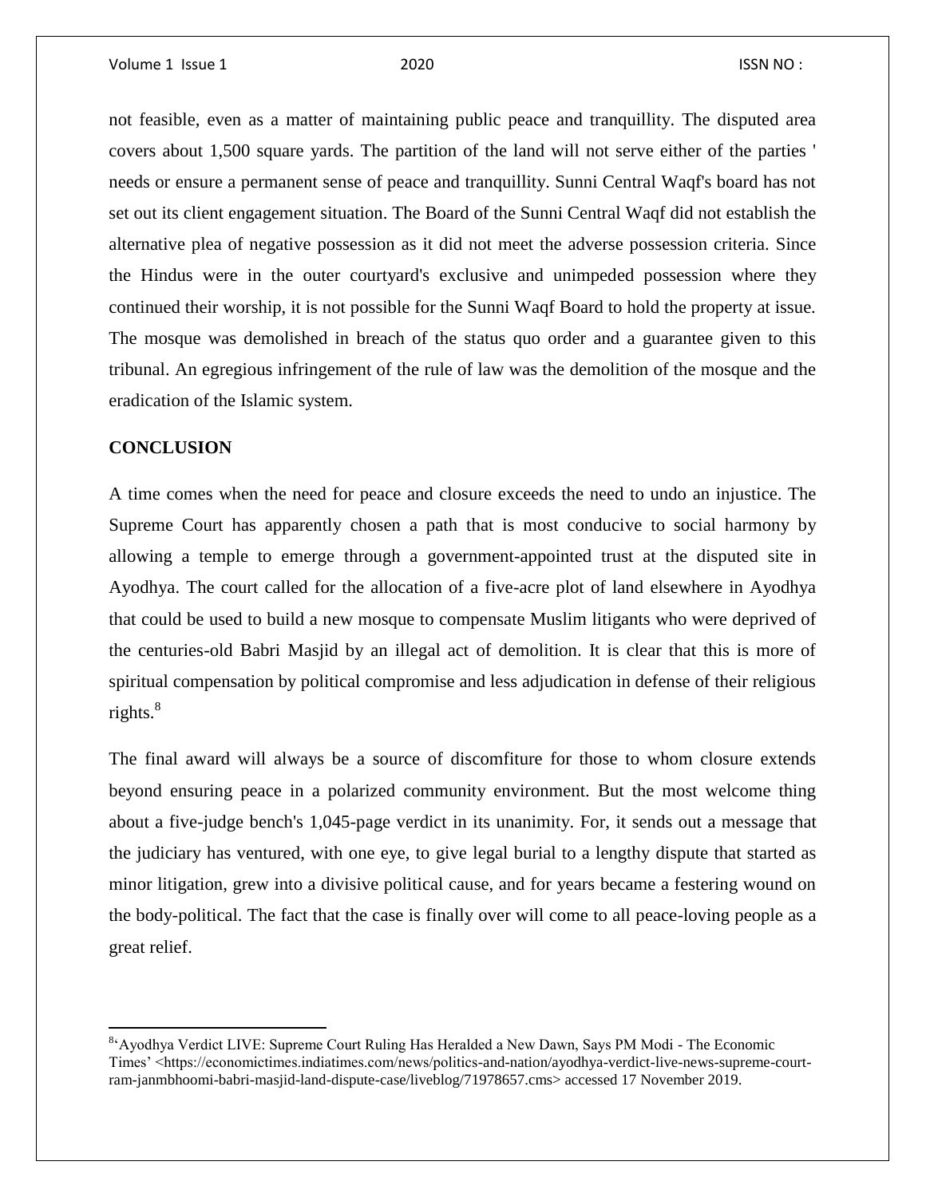not feasible, even as a matter of maintaining public peace and tranquillity. The disputed area covers about 1,500 square yards. The partition of the land will not serve either of the parties ' needs or ensure a permanent sense of peace and tranquillity. Sunni Central Waqf's board has not set out its client engagement situation. The Board of the Sunni Central Waqf did not establish the alternative plea of negative possession as it did not meet the adverse possession criteria. Since the Hindus were in the outer courtyard's exclusive and unimpeded possession where they continued their worship, it is not possible for the Sunni Waqf Board to hold the property at issue. The mosque was demolished in breach of the status quo order and a guarantee given to this tribunal. An egregious infringement of the rule of law was the demolition of the mosque and the eradication of the Islamic system.

## CONCLUSION

A time comes when the need for peace and closure exceeds the need to undo an injustice. The Supreme Court has apparently chosen a path that is most conducive to social harmony by allowing a temple to emerge through a government-appointed trust at the disputed site in Ayodhya. The court called for the allocation of a five-acre plot of land elsewhere in Ayodhya that could be used to build a new mosque to compensate Muslim litigants who were deprived of the centuries-old Babri Masjid by an illegal act of demolition. It is clear that this is more of spiritual compensation by political compromise and less adjudication in defense of their religious rights.[8]

The final award will always be a source of discomfiture for those to whom closure extends beyond ensuring peace in a polarized community environment. But the most welcome thing about a five-judge bench's 1,045-page verdict in its unanimity. For, it sends out a message that the judiciary has ventured, with one eye, to give legal burial to a lengthy dispute that started as minor litigation, grew into a divisive political cause, and for years became a festering wound on the body-political. The fact that the case is finally over will come to all peace-loving people as a great relief.

---

[8]'Ayodhya Verdict LIVE: Supreme Court Ruling Has Heralded a New Dawn, Says PM Modi - The Economic Times' <https://economictimes.indiatimes.com/news/politics-and-nation/ayodhya-verdict-live-news-supreme-court-ram-janmbhoomi-babri-masjid-land-dispute-case/liveblog/71978657.cms> accessed 17 November 2019.